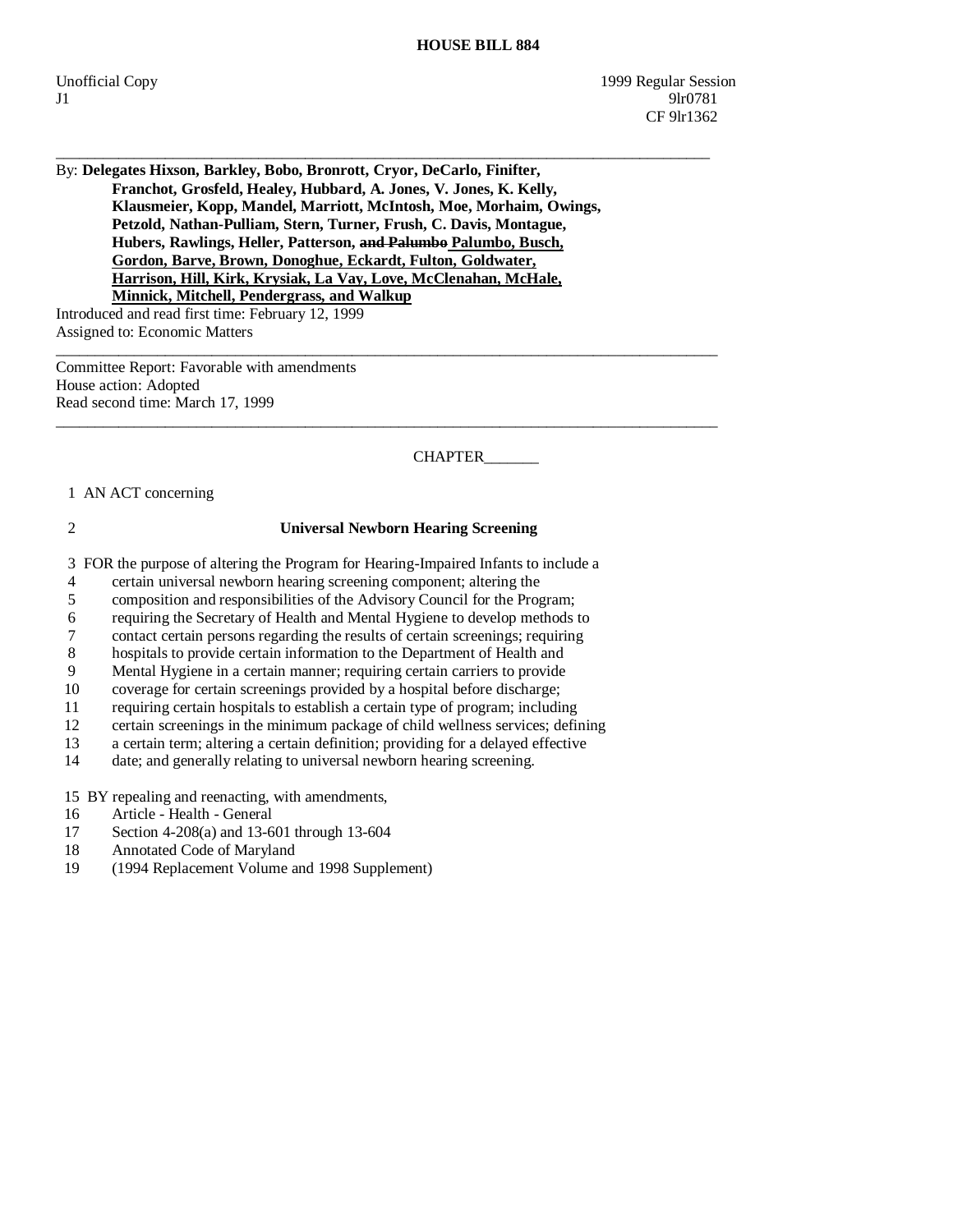**HOUSE BILL 884**

Unofficial Copy 1999 Regular Session
J1 9lr0781
CF 9lr1362

---

By: **Delegates Hixson, Barkley, Bobo, Bronrott, Cryor, DeCarlo, Finifter, Franchot, Grosfeld, Healey, Hubbard, A. Jones, V. Jones, K. Kelly, Klausmeier, Kopp, Mandel, Marriott, McIntosh, Moe, Morhaim, Owings, Petzold, Nathan-Pulliam, Stern, Turner, Frush, C. Davis, Montague, Hubers, Rawlings, Heller, Patterson, ~~and Palumbo~~ Palumbo, Busch, Gordon, Barve, Brown, Donoghue, Eckardt, Fulton, Goldwater, Harrison, Hill, Kirk, Krysiak, La Vay, Love, McClenahan, McHale, Minnick, Mitchell, Pendergrass, and Walkup**

Introduced and read first time: February 12, 1999
Assigned to: Economic Matters

---

Committee Report: Favorable with amendments
House action: Adopted
Read second time: March 17, 1999

---

CHAPTER_______

1 AN ACT concerning

2 **Universal Newborn Hearing Screening**

3 FOR the purpose of altering the Program for Hearing-Impaired Infants to include a
4 certain universal newborn hearing screening component; altering the
5 composition and responsibilities of the Advisory Council for the Program;
6 requiring the Secretary of Health and Mental Hygiene to develop methods to
7 contact certain persons regarding the results of certain screenings; requiring
8 hospitals to provide certain information to the Department of Health and
9 Mental Hygiene in a certain manner; requiring certain carriers to provide
10 coverage for certain screenings provided by a hospital before discharge;
11 requiring certain hospitals to establish a certain type of program; including
12 certain screenings in the minimum package of child wellness services; defining
13 a certain term; altering a certain definition; providing for a delayed effective
14 date; and generally relating to universal newborn hearing screening.

15 BY repealing and reenacting, with amendments,
16 Article - Health - General
17 Section 4-208(a) and 13-601 through 13-604
18 Annotated Code of Maryland
19 (1994 Replacement Volume and 1998 Supplement)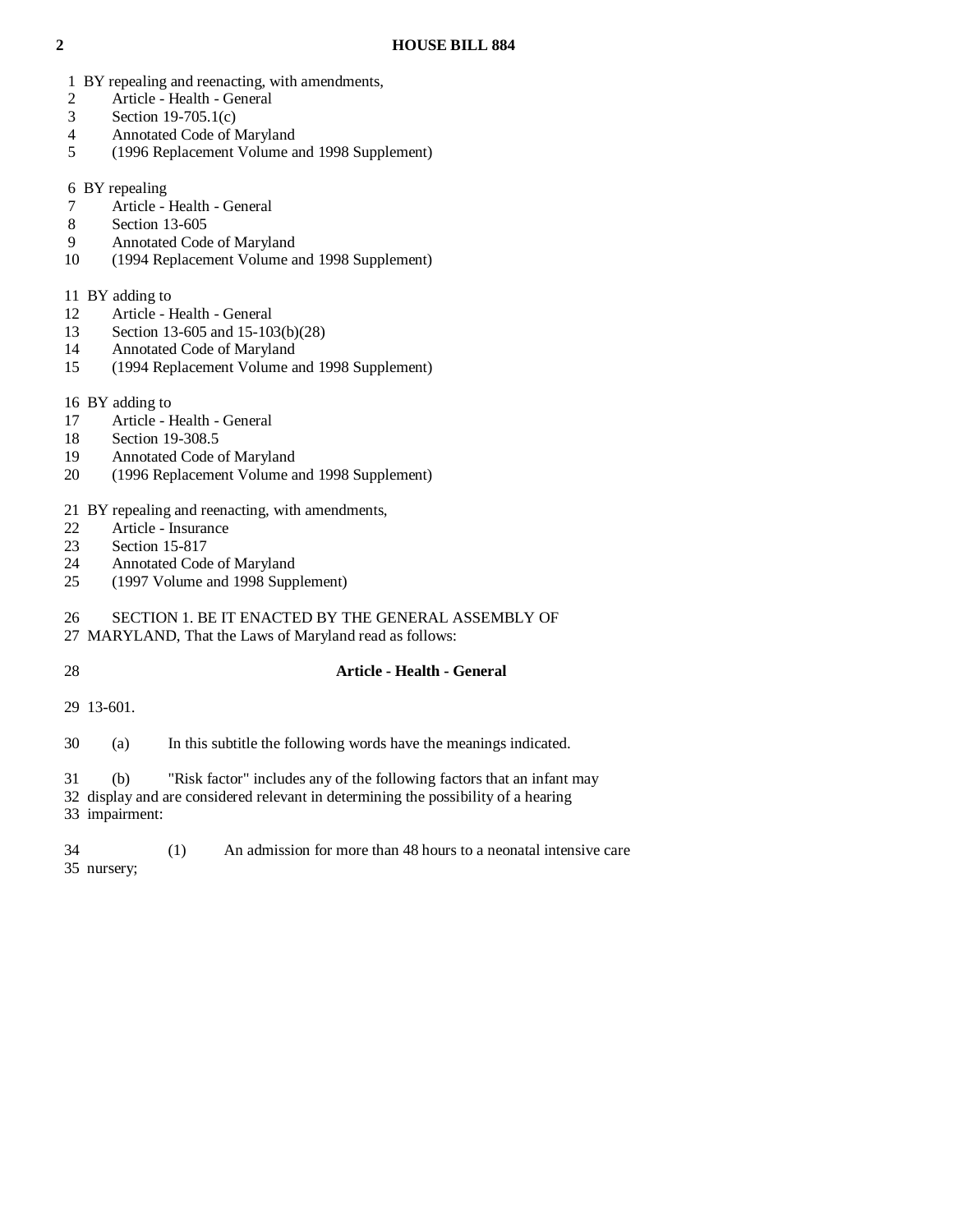BY repealing and reenacting, with amendments,
Article - Health - General
Section 19-705.1(c)
Annotated Code of Maryland
(1996 Replacement Volume and 1998 Supplement)

BY repealing
Article - Health - General
Section 13-605
Annotated Code of Maryland
(1994 Replacement Volume and 1998 Supplement)

BY adding to
Article - Health - General
Section 13-605 and 15-103(b)(28)
Annotated Code of Maryland
(1994 Replacement Volume and 1998 Supplement)

BY adding to
Article - Health - General
Section 19-308.5
Annotated Code of Maryland
(1996 Replacement Volume and 1998 Supplement)

BY repealing and reenacting, with amendments,
Article - Insurance
Section 15-817
Annotated Code of Maryland
(1997 Volume and 1998 Supplement)

SECTION 1. BE IT ENACTED BY THE GENERAL ASSEMBLY OF MARYLAND, That the Laws of Maryland read as follows:

**Article - Health - General**

13-601.

(a) In this subtitle the following words have the meanings indicated.

(b) "Risk factor" includes any of the following factors that an infant may display and are considered relevant in determining the possibility of a hearing impairment:

(1) An admission for more than 48 hours to a neonatal intensive care nursery;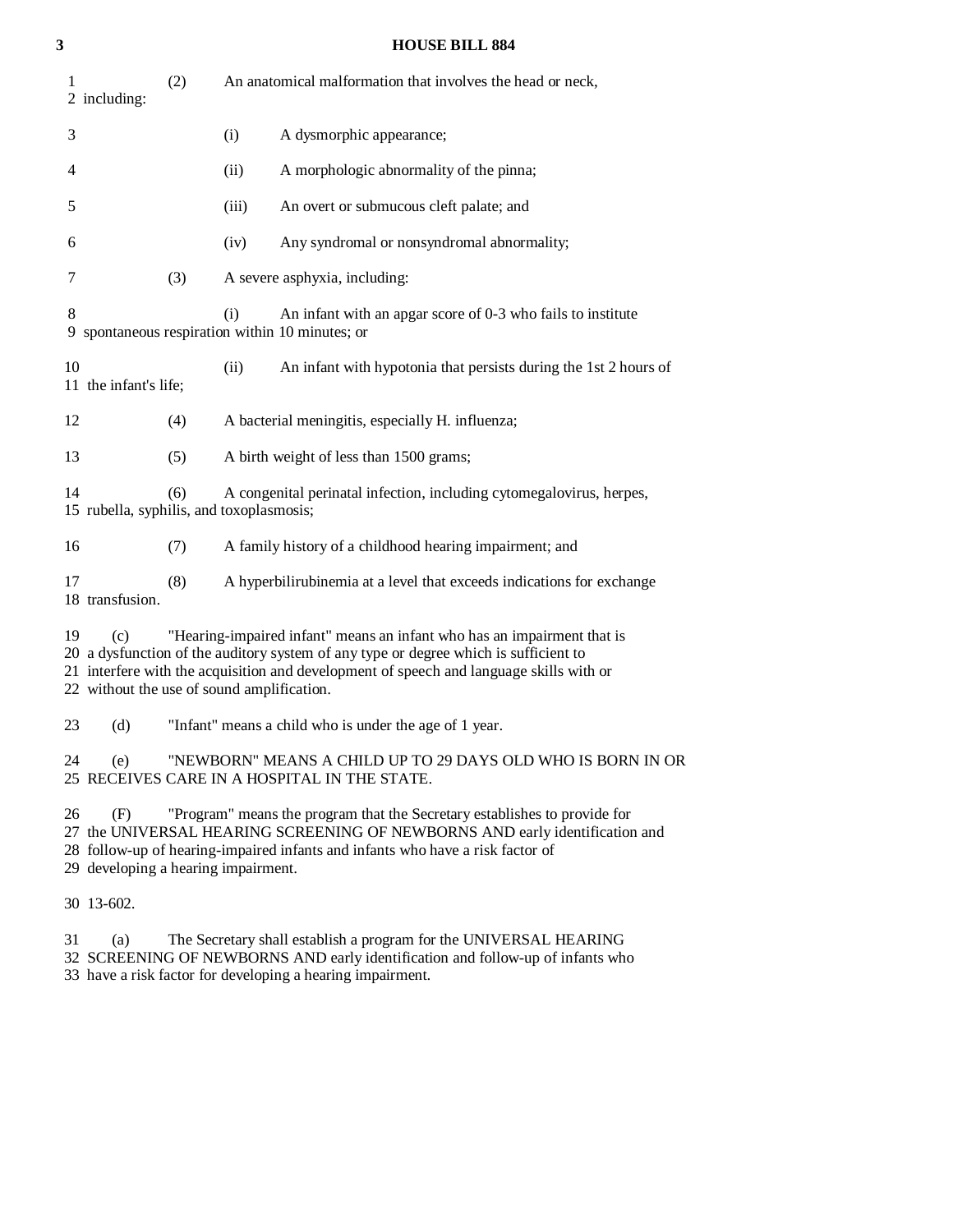(2) An anatomical malformation that involves the head or neck, including:

(i) A dysmorphic appearance;

(ii) A morphologic abnormality of the pinna;

(iii) An overt or submucous cleft palate; and

(iv) Any syndromal or nonsyndromal abnormality;

(3) A severe asphyxia, including:

(i) An infant with an apgar score of 0-3 who fails to institute spontaneous respiration within 10 minutes; or

(ii) An infant with hypotonia that persists during the 1st 2 hours of the infant's life;

(4) A bacterial meningitis, especially H. influenza;

(5) A birth weight of less than 1500 grams;

(6) A congenital perinatal infection, including cytomegalovirus, herpes, rubella, syphilis, and toxoplasmosis;

(7) A family history of a childhood hearing impairment; and

(8) A hyperbilirubinemia at a level that exceeds indications for exchange transfusion.

(c) "Hearing-impaired infant" means an infant who has an impairment that is a dysfunction of the auditory system of any type or degree which is sufficient to interfere with the acquisition and development of speech and language skills with or without the use of sound amplification.

(d) "Infant" means a child who is under the age of 1 year.

(e) "NEWBORN" MEANS A CHILD UP TO 29 DAYS OLD WHO IS BORN IN OR RECEIVES CARE IN A HOSPITAL IN THE STATE.

(F) "Program" means the program that the Secretary establishes to provide for the UNIVERSAL HEARING SCREENING OF NEWBORNS AND early identification and follow-up of hearing-impaired infants and infants who have a risk factor of developing a hearing impairment.

13-602.

(a) The Secretary shall establish a program for the UNIVERSAL HEARING SCREENING OF NEWBORNS AND early identification and follow-up of infants who have a risk factor for developing a hearing impairment.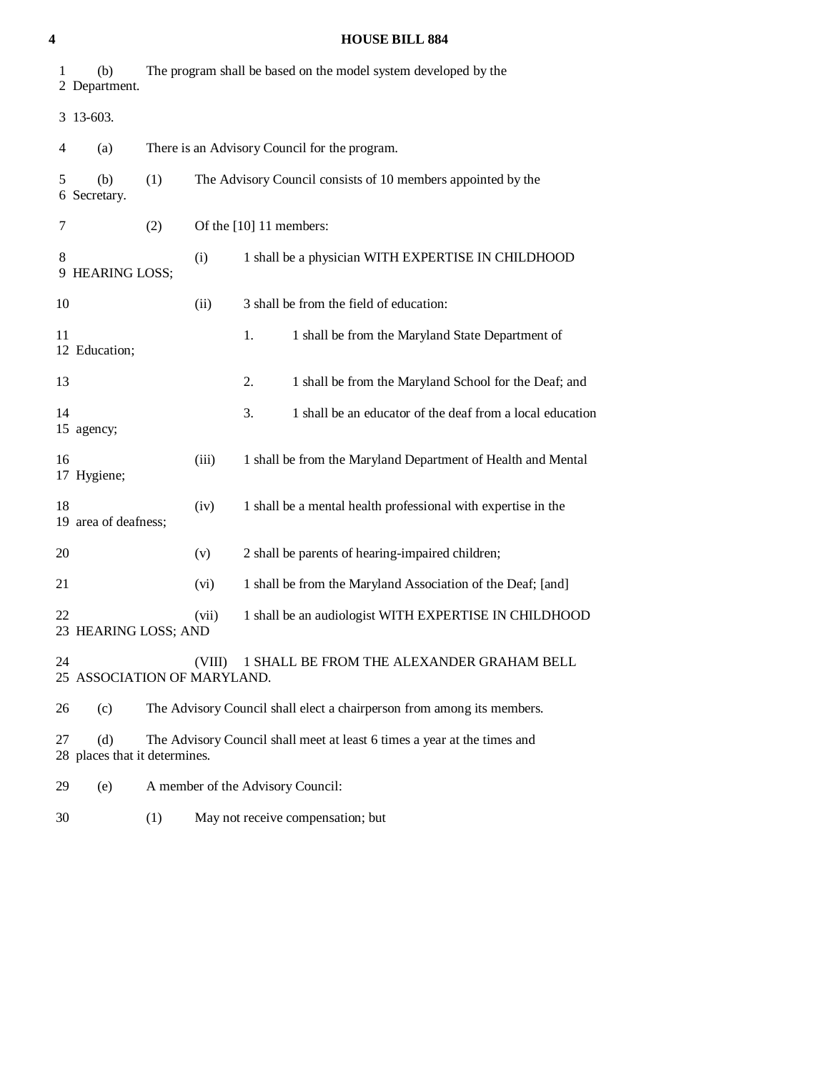(b) The program shall be based on the model system developed by the Department.

13-603.

(a) There is an Advisory Council for the program.

(b) (1) The Advisory Council consists of 10 members appointed by the Secretary.

(2) Of the [10] 11 members:

(i) 1 shall be a physician WITH EXPERTISE IN CHILDHOOD HEARING LOSS;

(ii) 3 shall be from the field of education:

1. 1 shall be from the Maryland State Department of Education;

2. 1 shall be from the Maryland School for the Deaf; and

3. 1 shall be an educator of the deaf from a local education agency;

(iii) 1 shall be from the Maryland Department of Health and Mental Hygiene;

(iv) 1 shall be a mental health professional with expertise in the area of deafness;

(v) 2 shall be parents of hearing-impaired children;

(vi) 1 shall be from the Maryland Association of the Deaf; [and]

(vii) 1 shall be an audiologist WITH EXPERTISE IN CHILDHOOD HEARING LOSS; AND

(VIII) 1 SHALL BE FROM THE ALEXANDER GRAHAM BELL ASSOCIATION OF MARYLAND.

(c) The Advisory Council shall elect a chairperson from among its members.

(d) The Advisory Council shall meet at least 6 times a year at the times and places that it determines.

(e) A member of the Advisory Council:

(1) May not receive compensation; but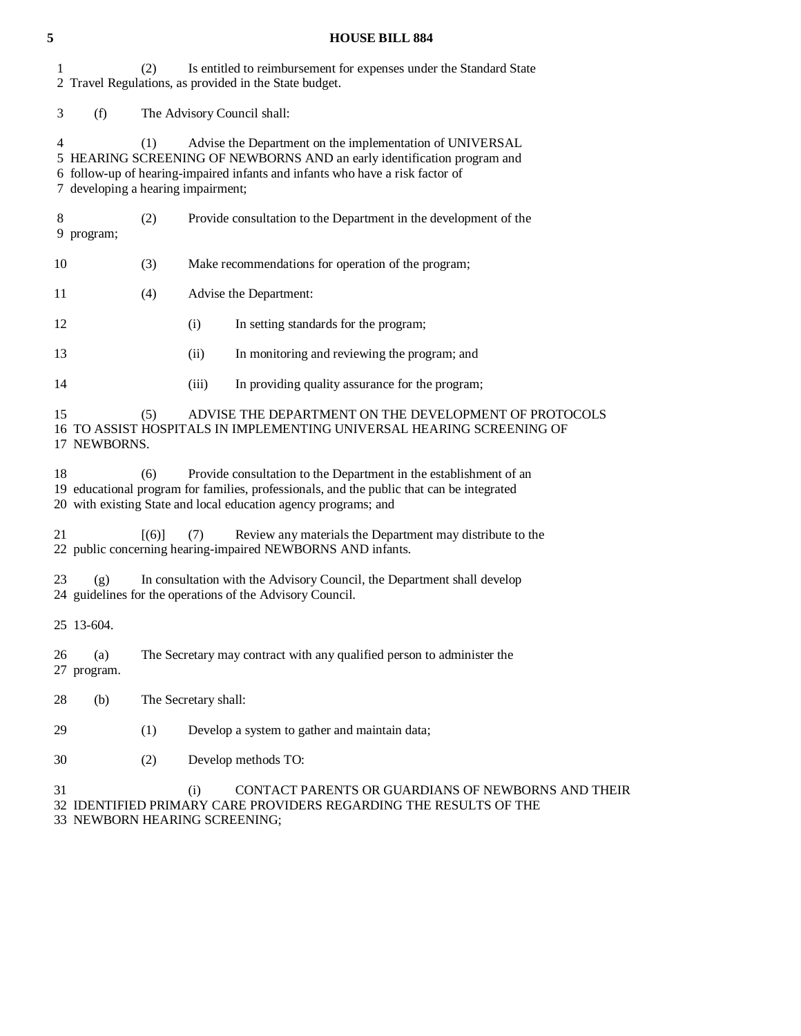(2) Is entitled to reimbursement for expenses under the Standard State Travel Regulations, as provided in the State budget.

(f) The Advisory Council shall:

(1) Advise the Department on the implementation of UNIVERSAL HEARING SCREENING OF NEWBORNS AND an early identification program and follow-up of hearing-impaired infants and infants who have a risk factor of developing a hearing impairment;

(2) Provide consultation to the Department in the development of the program;

(3) Make recommendations for operation of the program;

(4) Advise the Department:

(i) In setting standards for the program;

(ii) In monitoring and reviewing the program; and

(iii) In providing quality assurance for the program;

(5) ADVISE THE DEPARTMENT ON THE DEVELOPMENT OF PROTOCOLS TO ASSIST HOSPITALS IN IMPLEMENTING UNIVERSAL HEARING SCREENING OF NEWBORNS.

(6) Provide consultation to the Department in the establishment of an educational program for families, professionals, and the public that can be integrated with existing State and local education agency programs; and

[(6)] (7) Review any materials the Department may distribute to the public concerning hearing-impaired NEWBORNS AND infants.

(g) In consultation with the Advisory Council, the Department shall develop guidelines for the operations of the Advisory Council.

13-604.

(a) The Secretary may contract with any qualified person to administer the program.

(b) The Secretary shall:

(1) Develop a system to gather and maintain data;

(2) Develop methods TO:

(i) CONTACT PARENTS OR GUARDIANS OF NEWBORNS AND THEIR IDENTIFIED PRIMARY CARE PROVIDERS REGARDING THE RESULTS OF THE NEWBORN HEARING SCREENING;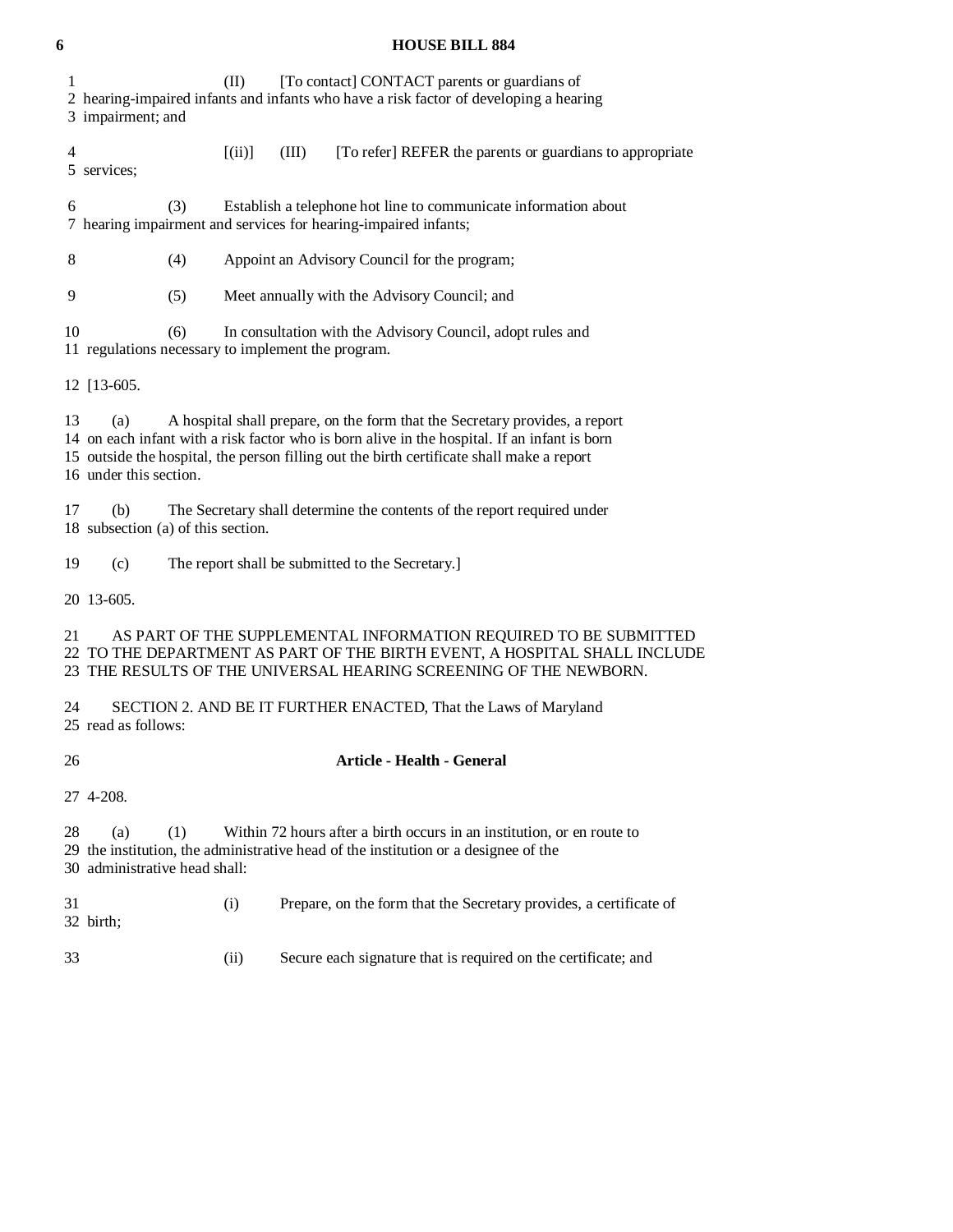(II) [To contact] CONTACT parents or guardians of hearing-impaired infants and infants who have a risk factor of developing a hearing impairment; and

[(ii)] (III) [To refer] REFER the parents or guardians to appropriate services;

(3) Establish a telephone hot line to communicate information about hearing impairment and services for hearing-impaired infants;

(4) Appoint an Advisory Council for the program;

(5) Meet annually with the Advisory Council; and

(6) In consultation with the Advisory Council, adopt rules and regulations necessary to implement the program.

[13-605.

(a) A hospital shall prepare, on the form that the Secretary provides, a report on each infant with a risk factor who is born alive in the hospital. If an infant is born outside the hospital, the person filling out the birth certificate shall make a report under this section.

(b) The Secretary shall determine the contents of the report required under subsection (a) of this section.

(c) The report shall be submitted to the Secretary.]

13-605.

AS PART OF THE SUPPLEMENTAL INFORMATION REQUIRED TO BE SUBMITTED TO THE DEPARTMENT AS PART OF THE BIRTH EVENT, A HOSPITAL SHALL INCLUDE THE RESULTS OF THE UNIVERSAL HEARING SCREENING OF THE NEWBORN.

SECTION 2. AND BE IT FURTHER ENACTED, That the Laws of Maryland read as follows:

**Article - Health - General**

4-208.

(a) (1) Within 72 hours after a birth occurs in an institution, or en route to the institution, the administrative head of the institution or a designee of the administrative head shall:

(i) Prepare, on the form that the Secretary provides, a certificate of birth;

(ii) Secure each signature that is required on the certificate; and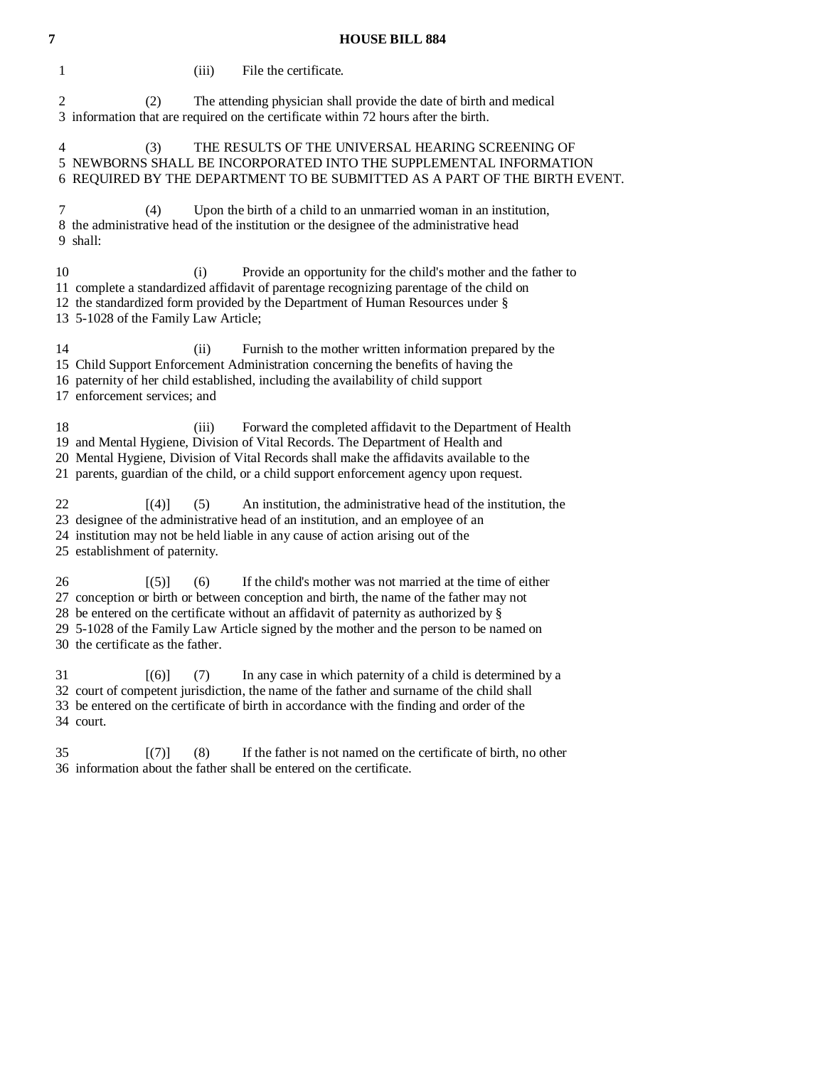(iii) File the certificate.

(2) The attending physician shall provide the date of birth and medical information that are required on the certificate within 72 hours after the birth.

(3) THE RESULTS OF THE UNIVERSAL HEARING SCREENING OF NEWBORNS SHALL BE INCORPORATED INTO THE SUPPLEMENTAL INFORMATION REQUIRED BY THE DEPARTMENT TO BE SUBMITTED AS A PART OF THE BIRTH EVENT.

(4) Upon the birth of a child to an unmarried woman in an institution, the administrative head of the institution or the designee of the administrative head shall:

(i) Provide an opportunity for the child's mother and the father to complete a standardized affidavit of parentage recognizing parentage of the child on the standardized form provided by the Department of Human Resources under § 5-1028 of the Family Law Article;

(ii) Furnish to the mother written information prepared by the Child Support Enforcement Administration concerning the benefits of having the paternity of her child established, including the availability of child support enforcement services; and

(iii) Forward the completed affidavit to the Department of Health and Mental Hygiene, Division of Vital Records. The Department of Health and Mental Hygiene, Division of Vital Records shall make the affidavits available to the parents, guardian of the child, or a child support enforcement agency upon request.

[(4)] (5) An institution, the administrative head of the institution, the designee of the administrative head of an institution, and an employee of an institution may not be held liable in any cause of action arising out of the establishment of paternity.

[(5)] (6) If the child's mother was not married at the time of either conception or birth or between conception and birth, the name of the father may not be entered on the certificate without an affidavit of paternity as authorized by § 5-1028 of the Family Law Article signed by the mother and the person to be named on the certificate as the father.

[(6)] (7) In any case in which paternity of a child is determined by a court of competent jurisdiction, the name of the father and surname of the child shall be entered on the certificate of birth in accordance with the finding and order of the court.

[(7)] (8) If the father is not named on the certificate of birth, no other information about the father shall be entered on the certificate.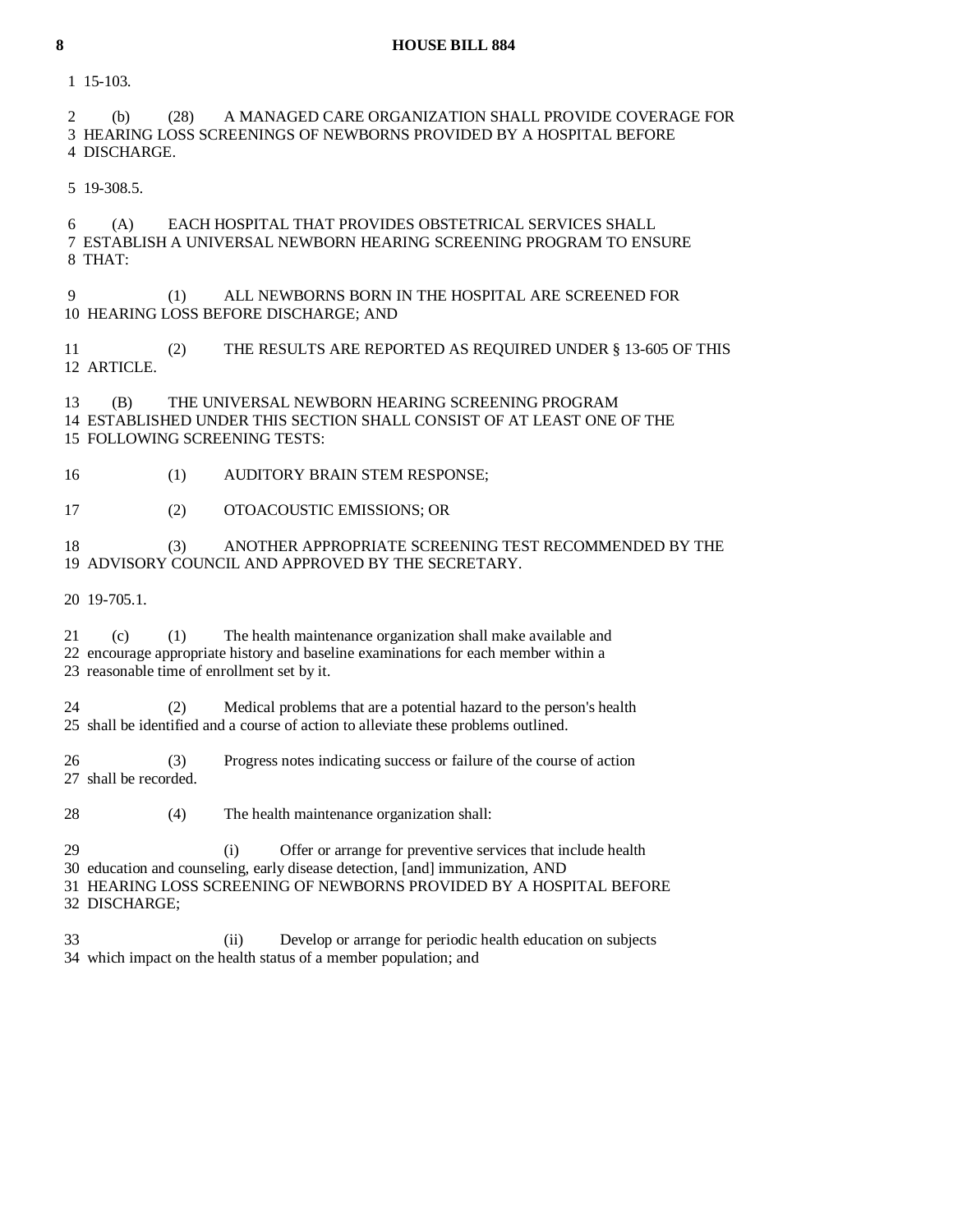15-103.

(b) (28) A MANAGED CARE ORGANIZATION SHALL PROVIDE COVERAGE FOR HEARING LOSS SCREENINGS OF NEWBORNS PROVIDED BY A HOSPITAL BEFORE DISCHARGE.

19-308.5.

(A) EACH HOSPITAL THAT PROVIDES OBSTETRICAL SERVICES SHALL ESTABLISH A UNIVERSAL NEWBORN HEARING SCREENING PROGRAM TO ENSURE THAT:

(1) ALL NEWBORNS BORN IN THE HOSPITAL ARE SCREENED FOR HEARING LOSS BEFORE DISCHARGE; AND

(2) THE RESULTS ARE REPORTED AS REQUIRED UNDER § 13-605 OF THIS ARTICLE.

(B) THE UNIVERSAL NEWBORN HEARING SCREENING PROGRAM ESTABLISHED UNDER THIS SECTION SHALL CONSIST OF AT LEAST ONE OF THE FOLLOWING SCREENING TESTS:

(1) AUDITORY BRAIN STEM RESPONSE;

(2) OTOACOUSTIC EMISSIONS; OR

(3) ANOTHER APPROPRIATE SCREENING TEST RECOMMENDED BY THE ADVISORY COUNCIL AND APPROVED BY THE SECRETARY.

19-705.1.

(c) (1) The health maintenance organization shall make available and encourage appropriate history and baseline examinations for each member within a reasonable time of enrollment set by it.

(2) Medical problems that are a potential hazard to the person's health shall be identified and a course of action to alleviate these problems outlined.

(3) Progress notes indicating success or failure of the course of action shall be recorded.

(4) The health maintenance organization shall:

(i) Offer or arrange for preventive services that include health education and counseling, early disease detection, [and] immunization, AND HEARING LOSS SCREENING OF NEWBORNS PROVIDED BY A HOSPITAL BEFORE DISCHARGE;

(ii) Develop or arrange for periodic health education on subjects which impact on the health status of a member population; and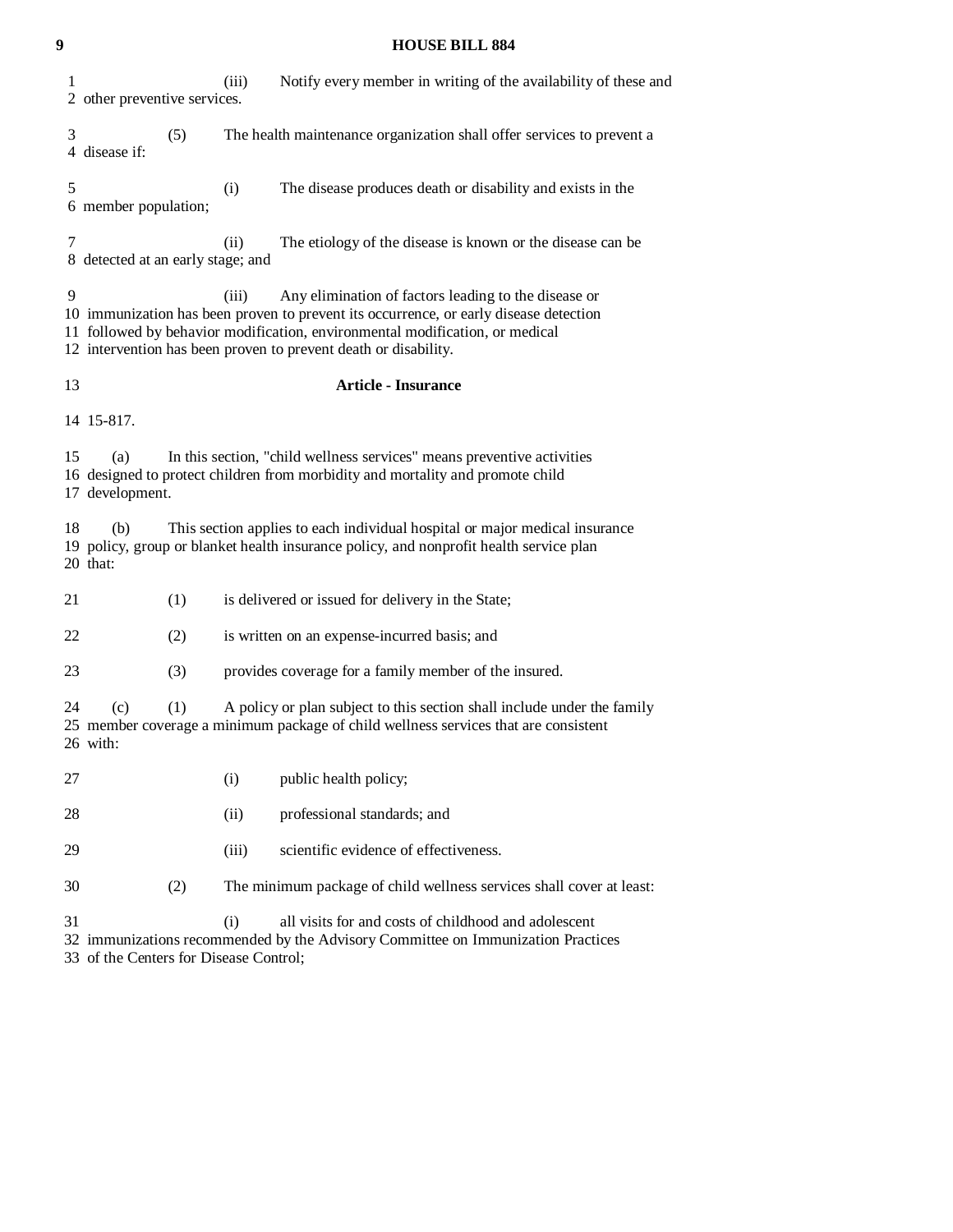(iii) Notify every member in writing of the availability of these and other preventive services.

(5) The health maintenance organization shall offer services to prevent a disease if:

(i) The disease produces death or disability and exists in the member population;

(ii) The etiology of the disease is known or the disease can be detected at an early stage; and

(iii) Any elimination of factors leading to the disease or immunization has been proven to prevent its occurrence, or early disease detection followed by behavior modification, environmental modification, or medical intervention has been proven to prevent death or disability.

## Article - Insurance

15-817.

(a) In this section, "child wellness services" means preventive activities designed to protect children from morbidity and mortality and promote child development.

(b) This section applies to each individual hospital or major medical insurance policy, group or blanket health insurance policy, and nonprofit health service plan that:

(1) is delivered or issued for delivery in the State;

(2) is written on an expense-incurred basis; and

(3) provides coverage for a family member of the insured.

(c) (1) A policy or plan subject to this section shall include under the family member coverage a minimum package of child wellness services that are consistent with:

(i) public health policy;

(ii) professional standards; and

(iii) scientific evidence of effectiveness.

(2) The minimum package of child wellness services shall cover at least:

(i) all visits for and costs of childhood and adolescent immunizations recommended by the Advisory Committee on Immunization Practices of the Centers for Disease Control;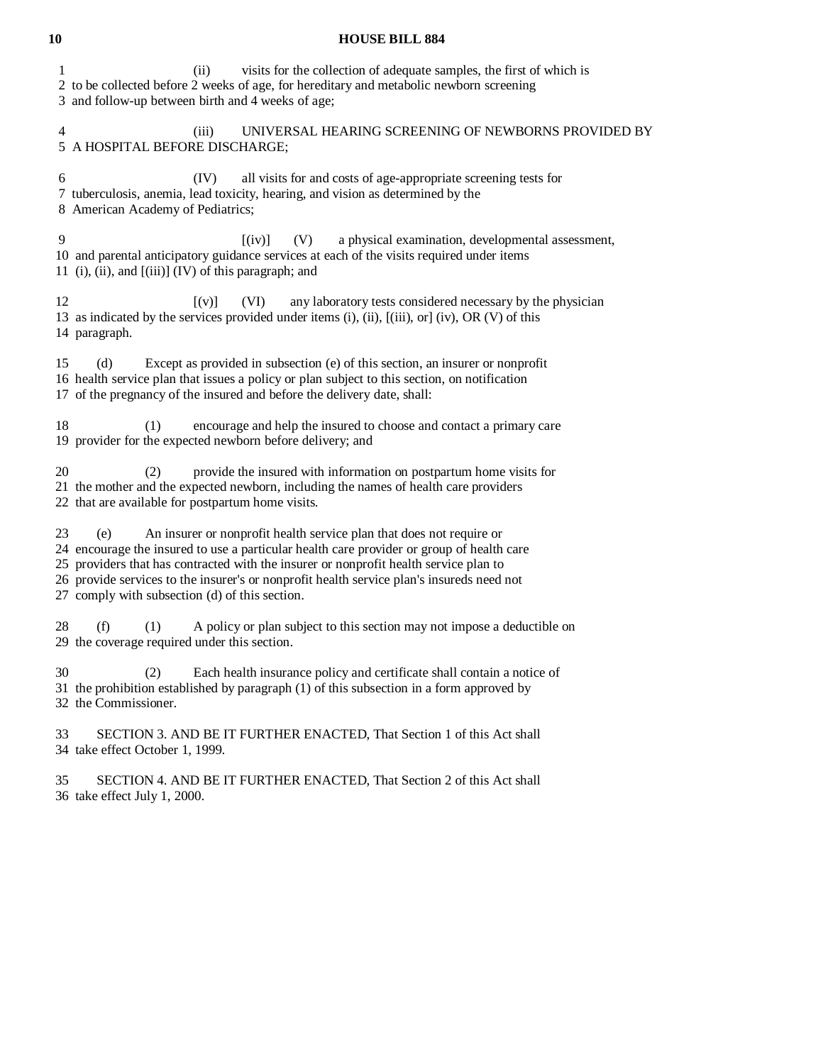(ii) visits for the collection of adequate samples, the first of which is to be collected before 2 weeks of age, for hereditary and metabolic newborn screening and follow-up between birth and 4 weeks of age;

(iii) UNIVERSAL HEARING SCREENING OF NEWBORNS PROVIDED BY A HOSPITAL BEFORE DISCHARGE;

(IV) all visits for and costs of age-appropriate screening tests for tuberculosis, anemia, lead toxicity, hearing, and vision as determined by the American Academy of Pediatrics;

[(iv)] (V) a physical examination, developmental assessment, and parental anticipatory guidance services at each of the visits required under items (i), (ii), and [(iii)] (IV) of this paragraph; and

[(v)] (VI) any laboratory tests considered necessary by the physician as indicated by the services provided under items (i), (ii), [(iii), or] (iv), OR (V) of this paragraph.

(d) Except as provided in subsection (e) of this section, an insurer or nonprofit health service plan that issues a policy or plan subject to this section, on notification of the pregnancy of the insured and before the delivery date, shall:

(1) encourage and help the insured to choose and contact a primary care provider for the expected newborn before delivery; and

(2) provide the insured with information on postpartum home visits for the mother and the expected newborn, including the names of health care providers that are available for postpartum home visits.

(e) An insurer or nonprofit health service plan that does not require or encourage the insured to use a particular health care provider or group of health care providers that has contracted with the insurer or nonprofit health service plan to provide services to the insurer's or nonprofit health service plan's insureds need not comply with subsection (d) of this section.

(f) (1) A policy or plan subject to this section may not impose a deductible on the coverage required under this section.

(2) Each health insurance policy and certificate shall contain a notice of the prohibition established by paragraph (1) of this subsection in a form approved by the Commissioner.

SECTION 3. AND BE IT FURTHER ENACTED, That Section 1 of this Act shall take effect October 1, 1999.

SECTION 4. AND BE IT FURTHER ENACTED, That Section 2 of this Act shall take effect July 1, 2000.